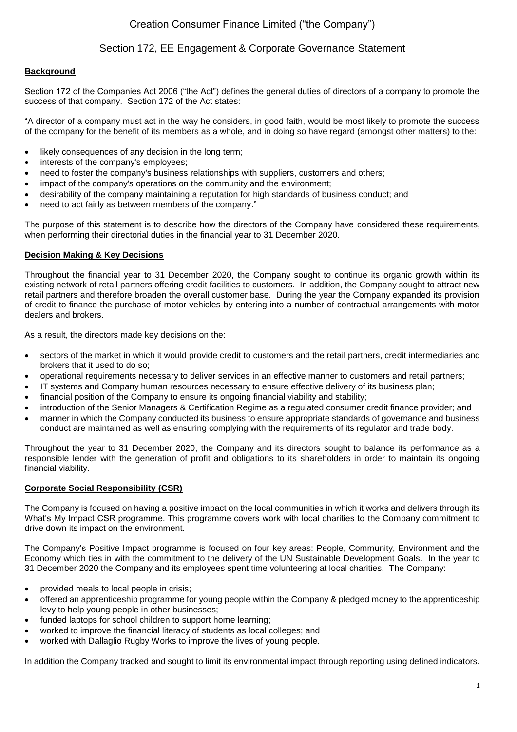# Creation Consumer Finance Limited ("the Company")

## Section 172, EE Engagement & Corporate Governance Statement

### Background

Section 172 of the Companies Act 2006 ("the Act") defines the general duties of directors of a company to promote the success of that company. Section 172 of the Act states:

"A director of a company must act in the way he considers, in good faith, would be most likely to promote the success of the company for the benefit of its members as a whole, and in doing so have regard (amongst other matters) to the:

- likely consequences of any decision in the long term;
- interests of the company's employees;
- need to foster the company's business relationships with suppliers, customers and others;
- impact of the company's operations on the community and the environment;
- desirability of the company maintaining a reputation for high standards of business conduct; and
- need to act fairly as between members of the company."

The purpose of this statement is to describe how the directors of the Company have considered these requirements, when performing their directorial duties in the financial year to 31 December 2020.

### Decision Making & Key Decisions

Throughout the financial year to 31 December 2020, the Company sought to continue its organic growth within its existing network of retail partners offering credit facilities to customers. In addition, the Company sought to attract new retail partners and therefore broaden the overall customer base. During the year the Company expanded its provision of credit to finance the purchase of motor vehicles by entering into a number of contractual arrangements with motor dealers and brokers.

As a result, the directors made key decisions on the:

- sectors of the market in which it would provide credit to customers and the retail partners, credit intermediaries and brokers that it used to do so;
- operational requirements necessary to deliver services in an effective manner to customers and retail partners;
- IT systems and Company human resources necessary to ensure effective delivery of its business plan;
- financial position of the Company to ensure its ongoing financial viability and stability;
- introduction of the Senior Managers & Certification Regime as a regulated consumer credit finance provider; and
- manner in which the Company conducted its business to ensure appropriate standards of governance and business conduct are maintained as well as ensuring complying with the requirements of its regulator and trade body.

Throughout the year to 31 December 2020, the Company and its directors sought to balance its performance as a responsible lender with the generation of profit and obligations to its shareholders in order to maintain its ongoing financial viability.

### Corporate Social Responsibility (CSR)

The Company is focused on having a positive impact on the local communities in which it works and delivers through its What's My Impact CSR programme. This programme covers work with local charities to the Company commitment to drive down its impact on the environment.

The Company's Positive Impact programme is focused on four key areas: People, Community, Environment and the Economy which ties in with the commitment to the delivery of the UN Sustainable Development Goals. In the year to 31 December 2020 the Company and its employees spent time volunteering at local charities. The Company:

- provided meals to local people in crisis;
- offered an apprenticeship programme for young people within the Company & pledged money to the apprenticeship levy to help young people in other businesses;
- funded laptops for school children to support home learning;
- worked to improve the financial literacy of students as local colleges; and
- worked with Dallaglio Rugby Works to improve the lives of young people.

In addition the Company tracked and sought to limit its environmental impact through reporting using defined indicators.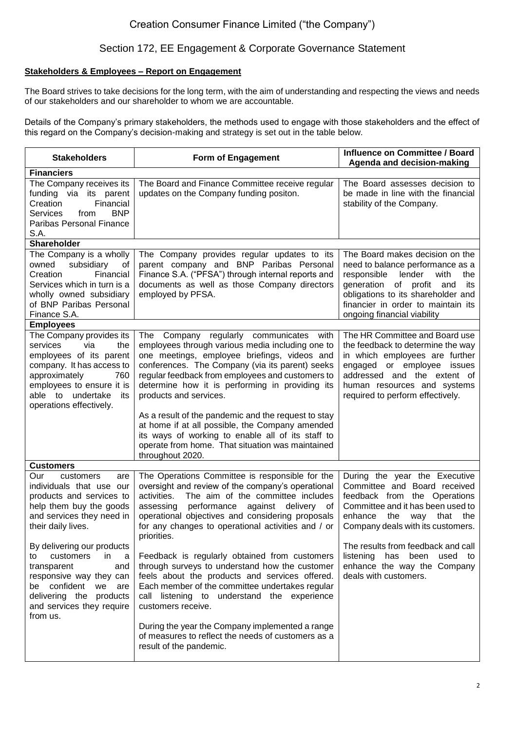# Creation Consumer Finance Limited ("the Company")

## Section 172, EE Engagement & Corporate Governance Statement

**Stakeholders & Employees – Report on Engagement**

The Board strives to take decisions for the long term, with the aim of understanding and respecting the views and needs of our stakeholders and our shareholder to whom we are accountable.

Details of the Company's primary stakeholders, the methods used to engage with those stakeholders and the effect of this regard on the Company's decision-making and strategy is set out in the table below.

| Stakeholders | Form of Engagement | Influence on Committee / Board Agenda and decision-making |
|---|---|---|
| **Financiers** | | |
| The Company receives its funding via its parent Creation Financial Services from BNP Paribas Personal Finance S.A. | The Board and Finance Committee receive regular updates on the Company funding positon. | The Board assesses decision to be made in line with the financial stability of the Company. |
| **Shareholder** | | |
| The Company is a wholly owned subsidiary of Creation Financial Services which in turn is a wholly owned subsidiary of BNP Paribas Personal Finance S.A. | The Company provides regular updates to its parent company and BNP Paribas Personal Finance S.A. ("PFSA") through internal reports and documents as well as those Company directors employed by PFSA. | The Board makes decision on the need to balance performance as a responsible lender with the generation of profit and its obligations to its shareholder and financier in order to maintain its ongoing financial viability |
| **Employees** | | |
| The Company provides its services via the employees of its parent company. It has access to approximately 760 employees to ensure it is able to undertake its operations effectively. | The Company regularly communicates with employees through various media including one to one meetings, employee briefings, videos and conferences. The Company (via its parent) seeks regular feedback from employees and customers to determine how it is performing in providing its products and services.<br><br>As a result of the pandemic and the request to stay at home if at all possible, the Company amended its ways of working to enable all of its staff to operate from home. That situation was maintained throughout 2020. | The HR Committee and Board use the feedback to determine the way in which employees are further engaged or employee issues addressed and the extent of human resources and systems required to perform effectively. |
| **Customers** | | |
| Our customers are individuals that use our products and services to help them buy the goods and services they need in their daily lives.<br><br>By delivering our products to customers in a transparent and responsive way they can be confident we are delivering the products and services they require from us. | The Operations Committee is responsible for the oversight and review of the company's operational activities. The aim of the committee includes assessing performance against delivery of operational objectives and considering proposals for any changes to operational activities and / or priorities.<br><br>Feedback is regularly obtained from customers through surveys to understand how the customer feels about the products and services offered. Each member of the committee undertakes regular call listening to understand the experience customers receive.<br><br>During the year the Company implemented a range of measures to reflect the needs of customers as a result of the pandemic. | During the year the Executive Committee and Board received feedback from the Operations Committee and it has been used to enhance the way that the Company deals with its customers.<br><br>The results from feedback and call listening has been used to enhance the way the Company deals with customers. |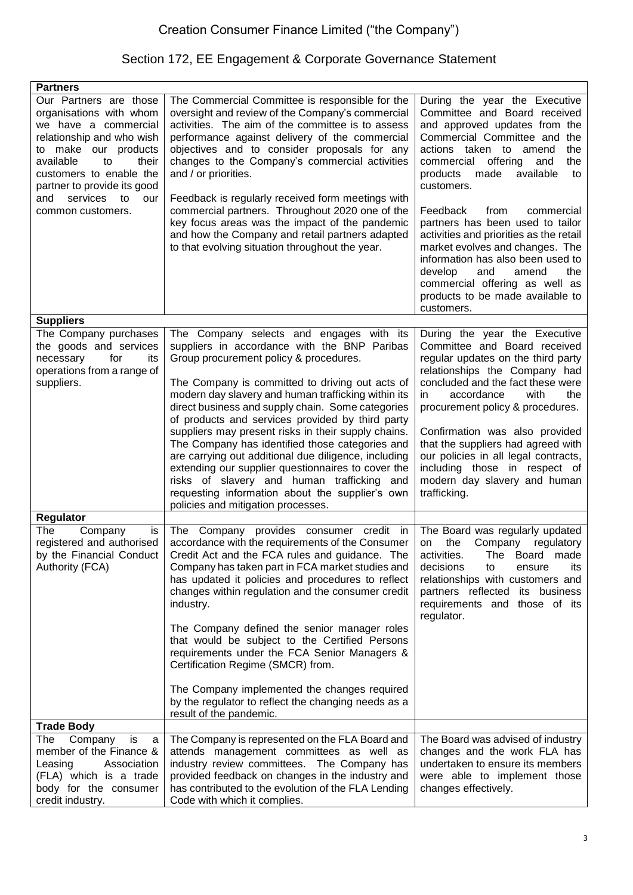# Creation Consumer Finance Limited ("the Company")

## Section 172, EE Engagement & Corporate Governance Statement

| **Partners** | | |
|---|---|---|
| Our Partners are those organisations with whom we have a commercial relationship and who wish to make our products available to their customers to enable the partner to provide its good and services to our common customers. | The Commercial Committee is responsible for the oversight and review of the Company's commercial activities. The aim of the committee is to assess performance against delivery of the commercial objectives and to consider proposals for any changes to the Company's commercial activities and / or priorities.<br><br>Feedback is regularly received form meetings with commercial partners. Throughout 2020 one of the key focus areas was the impact of the pandemic and how the Company and retail partners adapted to that evolving situation throughout the year. | During the year the Executive Committee and Board received and approved updates from the Commercial Committee and the actions taken to amend the commercial offering and the products made available to customers.<br><br>Feedback from commercial partners has been used to tailor activities and priorities as the retail market evolves and changes. The information has also been used to develop and amend the commercial offering as well as products to be made available to customers. |
| **Suppliers** | | |
| The Company purchases the goods and services necessary for its operations from a range of suppliers. | The Company selects and engages with its suppliers in accordance with the BNP Paribas Group procurement policy & procedures.<br><br>The Company is committed to driving out acts of modern day slavery and human trafficking within its direct business and supply chain. Some categories of products and services provided by third party suppliers may present risks in their supply chains. The Company has identified those categories and are carrying out additional due diligence, including extending our supplier questionnaires to cover the risks of slavery and human trafficking and requesting information about the supplier's own policies and mitigation processes. | During the year the Executive Committee and Board received regular updates on the third party relationships the Company had concluded and the fact these were in accordance with the procurement policy & procedures.<br><br>Confirmation was also provided that the suppliers had agreed with our policies in all legal contracts, including those in respect of modern day slavery and human trafficking. |
| **Regulator** | | |
| The Company is registered and authorised by the Financial Conduct Authority (FCA) | The Company provides consumer credit in accordance with the requirements of the Consumer Credit Act and the FCA rules and guidance. The Company has taken part in FCA market studies and has updated it policies and procedures to reflect changes within regulation and the consumer credit industry.<br><br>The Company defined the senior manager roles that would be subject to the Certified Persons requirements under the FCA Senior Managers & Certification Regime (SMCR) from.<br><br>The Company implemented the changes required by the regulator to reflect the changing needs as a result of the pandemic. | The Board was regularly updated on the Company regulatory activities. The Board made decisions to ensure its relationships with customers and partners reflected its business requirements and those of its regulator. |
| **Trade Body** | | |
| The Company is a member of the Finance & Leasing Association (FLA) which is a trade body for the consumer credit industry. | The Company is represented on the FLA Board and attends management committees as well as industry review committees. The Company has provided feedback on changes in the industry and has contributed to the evolution of the FLA Lending Code with which it complies. | The Board was advised of industry changes and the work FLA has undertaken to ensure its members were able to implement those changes effectively. |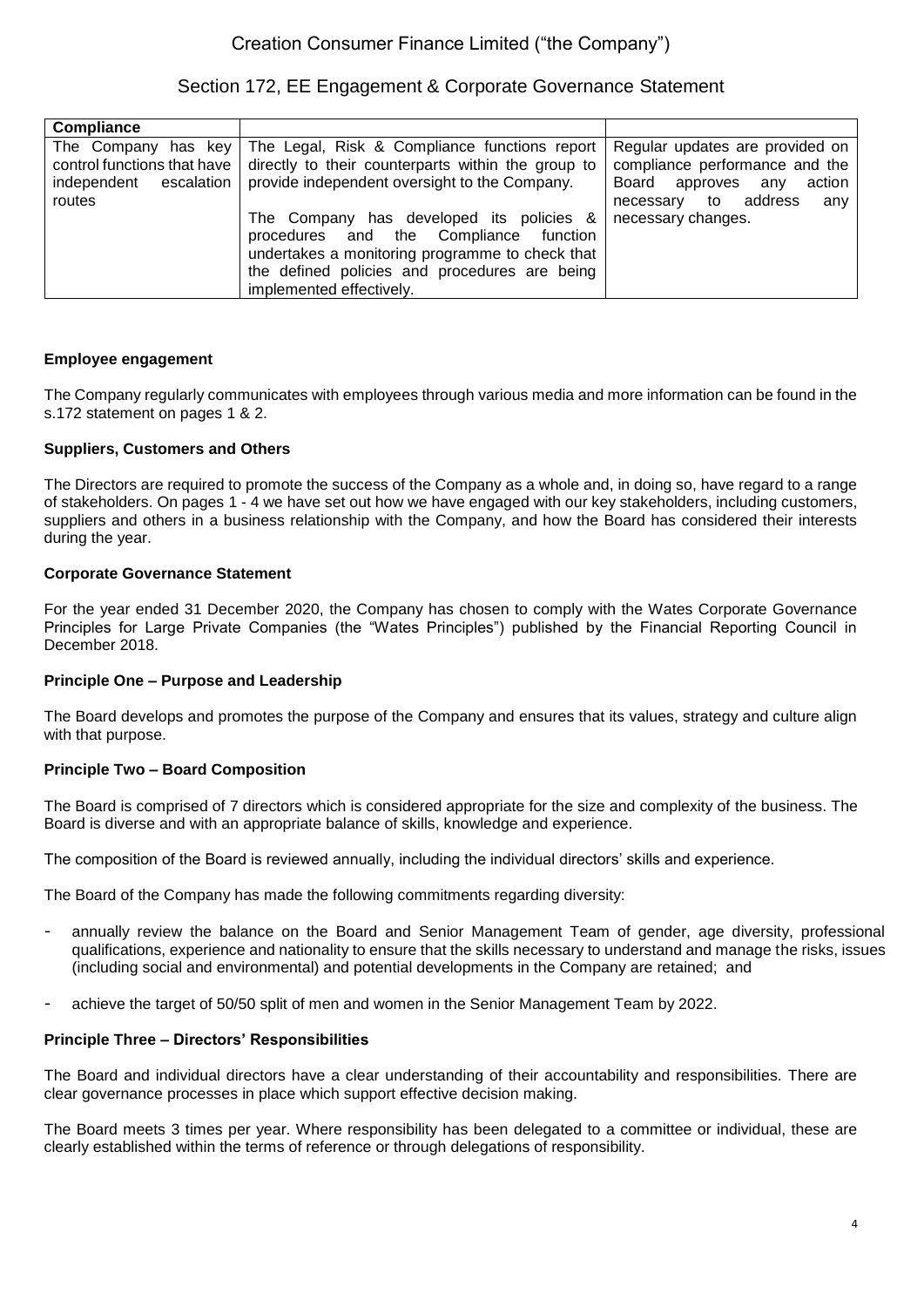| Compliance | | |
|---|---|---|
| The Company has key control functions that have independent escalation routes | The Legal, Risk & Compliance functions report directly to their counterparts within the group to provide independent oversight to the Company.<br><br>The Company has developed its policies & procedures and the Compliance function undertakes a monitoring programme to check that the defined policies and procedures are being implemented effectively. | Regular updates are provided on compliance performance and the Board approves any action necessary to address any necessary changes. |

**Employee engagement**

The Company regularly communicates with employees through various media and more information can be found in the s.172 statement on pages 1 & 2.

**Suppliers, Customers and Others**

The Directors are required to promote the success of the Company as a whole and, in doing so, have regard to a range of stakeholders. On pages 1 - 4 we have set out how we have engaged with our key stakeholders, including customers, suppliers and others in a business relationship with the Company, and how the Board has considered their interests during the year.

**Corporate Governance Statement**

For the year ended 31 December 2020, the Company has chosen to comply with the Wates Corporate Governance Principles for Large Private Companies (the "Wates Principles") published by the Financial Reporting Council in December 2018.

**Principle One – Purpose and Leadership**

The Board develops and promotes the purpose of the Company and ensures that its values, strategy and culture align with that purpose.

**Principle Two – Board Composition**

The Board is comprised of 7 directors which is considered appropriate for the size and complexity of the business. The Board is diverse and with an appropriate balance of skills, knowledge and experience.

The composition of the Board is reviewed annually, including the individual directors' skills and experience.

The Board of the Company has made the following commitments regarding diversity:

- annually review the balance on the Board and Senior Management Team of gender, age diversity, professional qualifications, experience and nationality to ensure that the skills necessary to understand and manage the risks, issues (including social and environmental) and potential developments in the Company are retained; and
- achieve the target of 50/50 split of men and women in the Senior Management Team by 2022.

**Principle Three – Directors' Responsibilities**

The Board and individual directors have a clear understanding of their accountability and responsibilities. There are clear governance processes in place which support effective decision making.

The Board meets 3 times per year. Where responsibility has been delegated to a committee or individual, these are clearly established within the terms of reference or through delegations of responsibility.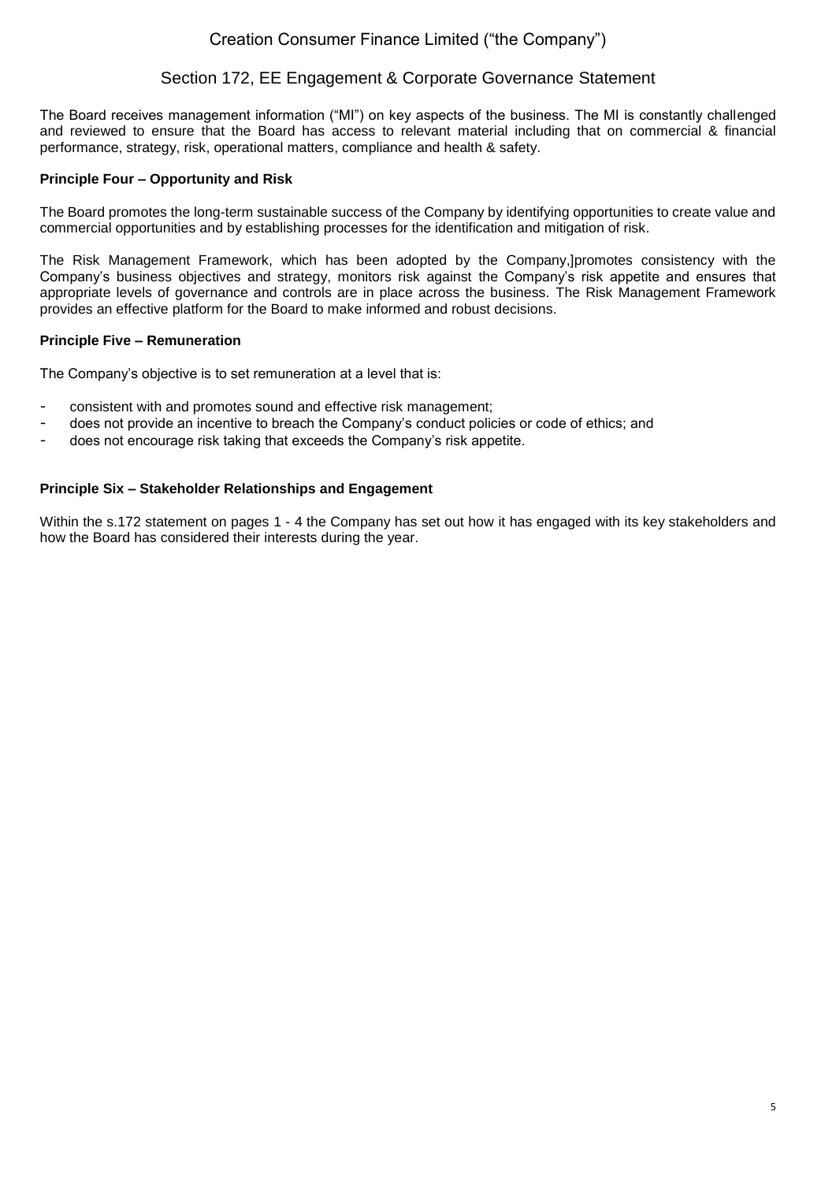The Board receives management information ("MI") on key aspects of the business. The MI is constantly challenged and reviewed to ensure that the Board has access to relevant material including that on commercial & financial performance, strategy, risk, operational matters, compliance and health & safety.

**Principle Four – Opportunity and Risk**

The Board promotes the long-term sustainable success of the Company by identifying opportunities to create value and commercial opportunities and by establishing processes for the identification and mitigation of risk.

The Risk Management Framework, which has been adopted by the Company,]promotes consistency with the Company's business objectives and strategy, monitors risk against the Company's risk appetite and ensures that appropriate levels of governance and controls are in place across the business. The Risk Management Framework provides an effective platform for the Board to make informed and robust decisions.

**Principle Five – Remuneration**

The Company's objective is to set remuneration at a level that is:

- consistent with and promotes sound and effective risk management;
- does not provide an incentive to breach the Company's conduct policies or code of ethics; and
- does not encourage risk taking that exceeds the Company's risk appetite.

**Principle Six – Stakeholder Relationships and Engagement**

Within the s.172 statement on pages 1 - 4 the Company has set out how it has engaged with its key stakeholders and how the Board has considered their interests during the year.